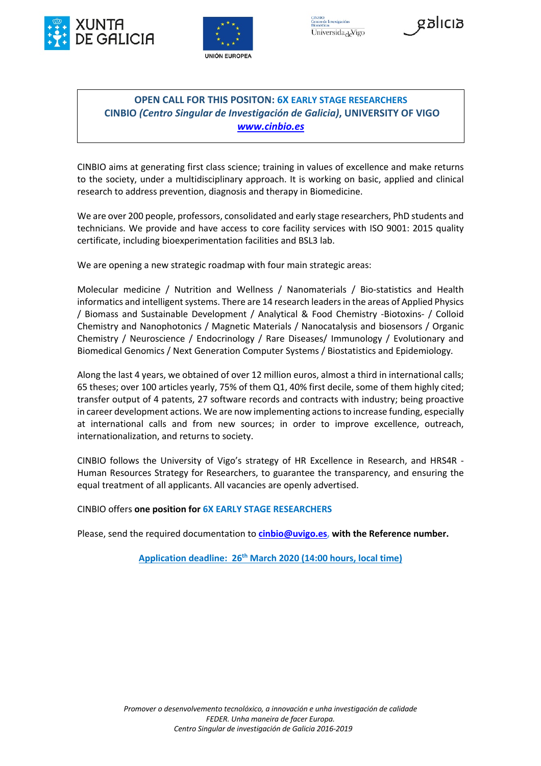**OPEN CALL FOR THIS POSITON: 6X EARLY STAGE RESEARCHERS**
**CINBIO *(Centro Singular de Investigación de Galicia)*, UNIVERSITY OF VIGO**
***www.cinbio.es***

CINBIO aims at generating first class science; training in values of excellence and make returns to the society, under a multidisciplinary approach. It is working on basic, applied and clinical research to address prevention, diagnosis and therapy in Biomedicine.

We are over 200 people, professors, consolidated and early stage researchers, PhD students and technicians. We provide and have access to core facility services with ISO 9001: 2015 quality certificate, including bioexperimentation facilities and BSL3 lab.

We are opening a new strategic roadmap with four main strategic areas:

Molecular medicine / Nutrition and Wellness / Nanomaterials / Bio-statistics and Health informatics and intelligent systems. There are 14 research leaders in the areas of Applied Physics / Biomass and Sustainable Development / Analytical & Food Chemistry -Biotoxins- / Colloid Chemistry and Nanophotonics / Magnetic Materials / Nanocatalysis and biosensors / Organic Chemistry / Neuroscience / Endocrinology / Rare Diseases/ Immunology / Evolutionary and Biomedical Genomics / Next Generation Computer Systems / Biostatistics and Epidemiology.

Along the last 4 years, we obtained of over 12 million euros, almost a third in international calls; 65 theses; over 100 articles yearly, 75% of them Q1, 40% first decile, some of them highly cited; transfer output of 4 patents, 27 software records and contracts with industry; being proactive in career development actions. We are now implementing actions to increase funding, especially at international calls and from new sources; in order to improve excellence, outreach, internationalization, and returns to society.

CINBIO follows the University of Vigo's strategy of HR Excellence in Research, and HRS4R - Human Resources Strategy for Researchers, to guarantee the transparency, and ensuring the equal treatment of all applicants. All vacancies are openly advertised.

CINBIO offers **one position for 6X EARLY STAGE RESEARCHERS**

Please, send the required documentation to **cinbio@uvigo.es**, **with the Reference number.**

**Application deadline: 26th March 2020 (14:00 hours, local time)**

*Promover o desenvolvemento tecnolóxico, a innovación e unha investigación de calidade*
*FEDER. Unha maneira de facer Europa.*
*Centro Singular de investigación de Galicia 2016-2019*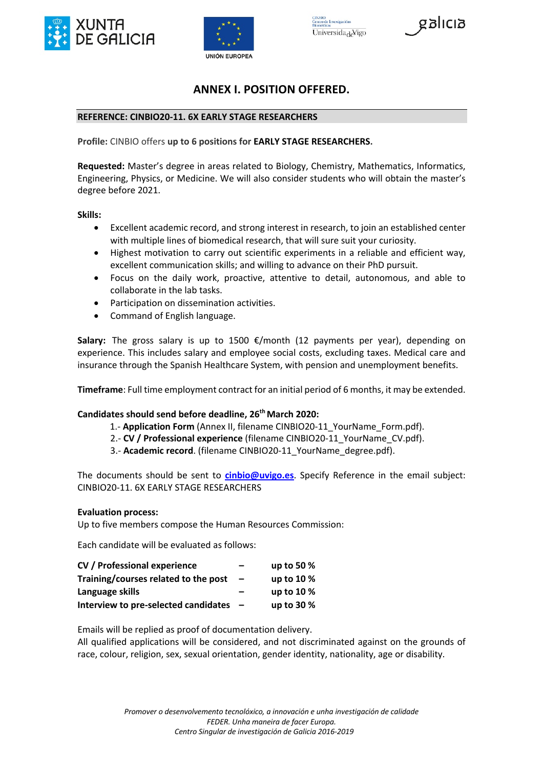## ANNEX I. POSITION OFFERED.

**REFERENCE: CINBIO20-11. 6X EARLY STAGE RESEARCHERS**

**Profile:** CINBIO offers **up to 6 positions for EARLY STAGE RESEARCHERS.**

**Requested:** Master's degree in areas related to Biology, Chemistry, Mathematics, Informatics, Engineering, Physics, or Medicine. We will also consider students who will obtain the master's degree before 2021.

**Skills:**

- Excellent academic record, and strong interest in research, to join an established center with multiple lines of biomedical research, that will sure suit your curiosity.
- Highest motivation to carry out scientific experiments in a reliable and efficient way, excellent communication skills; and willing to advance on their PhD pursuit.
- Focus on the daily work, proactive, attentive to detail, autonomous, and able to collaborate in the lab tasks.
- Participation on dissemination activities.
- Command of English language.

**Salary:** The gross salary is up to 1500 €/month (12 payments per year), depending on experience. This includes salary and employee social costs, excluding taxes. Medical care and insurance through the Spanish Healthcare System, with pension and unemployment benefits.

**Timeframe**: Full time employment contract for an initial period of 6 months, it may be extended.

**Candidates should send before deadline, 26th March 2020:**

1.- **Application Form** (Annex II, filename CINBIO20-11_YourName_Form.pdf).
2.- **CV / Professional experience** (filename CINBIO20-11_YourName_CV.pdf).
3.- **Academic record**. (filename CINBIO20-11_YourName_degree.pdf).

The documents should be sent to **cinbio@uvigo.es**. Specify Reference in the email subject: CINBIO20-11. 6X EARLY STAGE RESEARCHERS

**Evaluation process:**
Up to five members compose the Human Resources Commission:

Each candidate will be evaluated as follows:

| | | |
|---|---|---|
| **CV / Professional experience** | **–** | **up to 50 %** |
| **Training/courses related to the post** | **–** | **up to 10 %** |
| **Language skills** | **–** | **up to 10 %** |
| **Interview to pre-selected candidates** | **–** | **up to 30 %** |

Emails will be replied as proof of documentation delivery.
All qualified applications will be considered, and not discriminated against on the grounds of race, colour, religion, sex, sexual orientation, gender identity, nationality, age or disability.

*Promover o desenvolvemento tecnolóxico, a innovación e unha investigación de calidade*
*FEDER. Unha maneira de facer Europa.*
*Centro Singular de investigación de Galicia 2016-2019*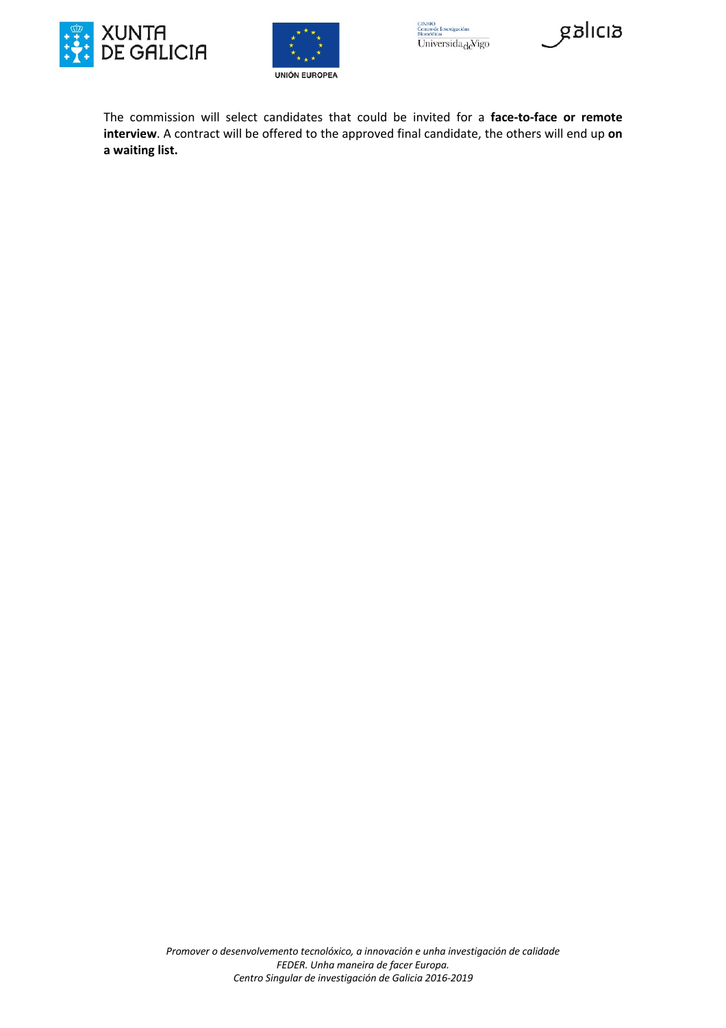The commission will select candidates that could be invited for a **face-to-face or remote interview**. A contract will be offered to the approved final candidate, the others will end up **on a waiting list.**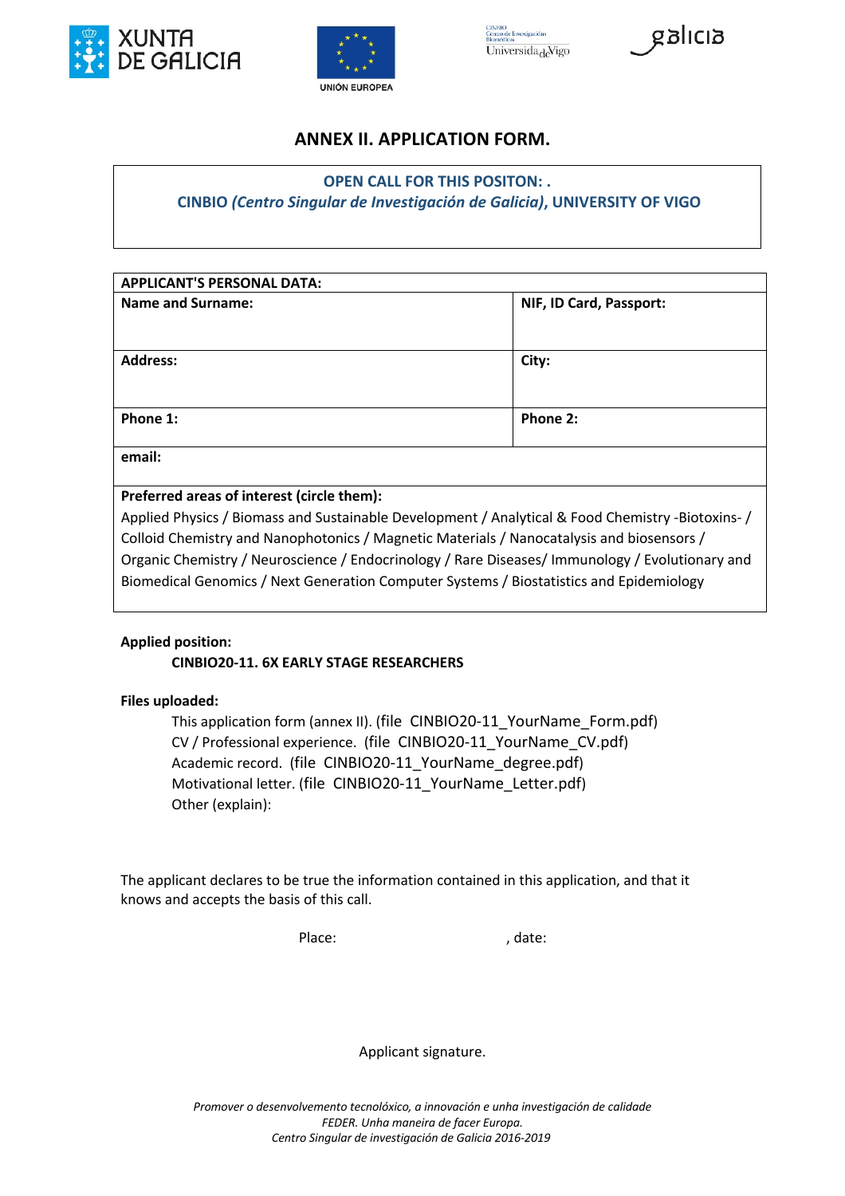## ANNEX II. APPLICATION FORM.

**OPEN CALL FOR THIS POSITON: .**
**CINBIO *(Centro Singular de Investigación de Galicia)*, UNIVERSITY OF VIGO**

| | |
|---|---|
| **APPLICANT'S PERSONAL DATA:** | |
| **Name and Surname:** | **NIF, ID Card, Passport:** |
| **Address:** | **City:** |
| **Phone 1:** | **Phone 2:** |
| **email:** | |

**Preferred areas of interest (circle them):**
Applied Physics / Biomass and Sustainable Development / Analytical & Food Chemistry -Biotoxins- / Colloid Chemistry and Nanophotonics / Magnetic Materials / Nanocatalysis and biosensors / Organic Chemistry / Neuroscience / Endocrinology / Rare Diseases/ Immunology / Evolutionary and Biomedical Genomics / Next Generation Computer Systems / Biostatistics and Epidemiology

**Applied position:**

**CINBIO20-11. 6X EARLY STAGE RESEARCHERS**

**Files uploaded:**

This application form (annex II). (file CINBIO20-11_YourName_Form.pdf)
CV / Professional experience. (file CINBIO20-11_YourName_CV.pdf)
Academic record. (file CINBIO20-11_YourName_degree.pdf)
Motivational letter. (file CINBIO20-11_YourName_Letter.pdf)
Other (explain):

The applicant declares to be true the information contained in this application, and that it knows and accepts the basis of this call.

Place: , date:

Applicant signature.

*Promover o desenvolvemento tecnolóxico, a innovación e unha investigación de calidade*
*FEDER. Unha maneira de facer Europa.*
*Centro Singular de investigación de Galicia 2016-2019*